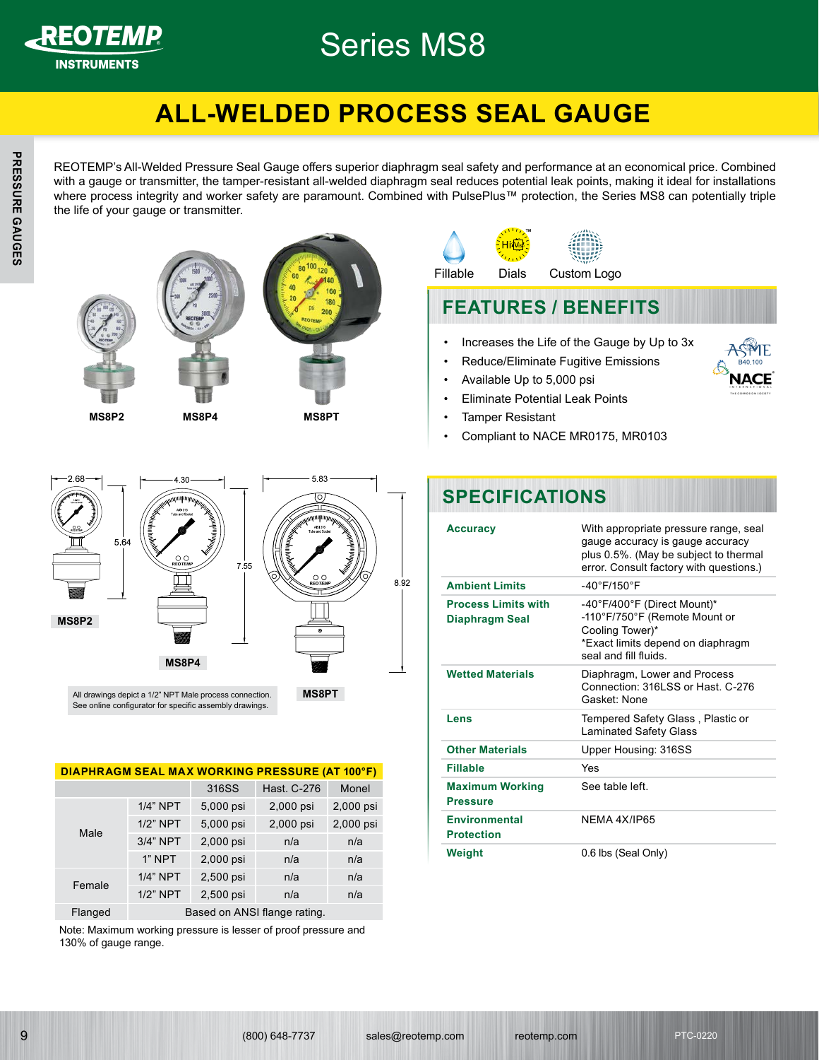# Series MS8

## ALL-WELDED PROCESS SEAL GAUGE

REOTEMP's All-Welded Pressure Seal Gauge offers superior diaphragm seal safety and performance at an economical price. Combined with a gauge or transmitter, the tamper-resistant all-welded diaphragm seal reduces potential leak points, making it ideal for installations where process integrity and worker safety are paramount. Combined with PulsePlus™ protection, the Series MS8 can potentially triple the life of your gauge or transmitter.

MS8P2 MS8P4 MS8PT

Fillable Dials Custom Logo

## FEATURES / BENEFITS

- Increases the Life of the Gauge by Up to 3x
- Reduce/Eliminate Fugitive Emissions
- Available Up to 5,000 psi
- Eliminate Potential Leak Points
- Tamper Resistant
- Compliant to NACE MR0175, MR0103

ASME B40.100 NACE

MS8P2: 2.68 × 5.64 | MS8P4: 4.30 × 7.55 | MS8PT: 5.83 × 8.92

All drawings depict a 1/2" NPT Male process connection. See online configurator for specific assembly drawings.

### DIAPHRAGM SEAL MAX WORKING PRESSURE (AT 100°F)

| | | 316SS | Hast. C-276 | Monel |
|---|---|---|---|---|
| Male | 1/4" NPT | 5,000 psi | 2,000 psi | 2,000 psi |
| | 1/2" NPT | 5,000 psi | 2,000 psi | 2,000 psi |
| | 3/4" NPT | 2,000 psi | n/a | n/a |
| | 1" NPT | 2,000 psi | n/a | n/a |
| Female | 1/4" NPT | 2,500 psi | n/a | n/a |
| | 1/2" NPT | 2,500 psi | n/a | n/a |
| Flanged | Based on ANSI flange rating. | | | |

Note: Maximum working pressure is lesser of proof pressure and 130% of gauge range.

## SPECIFICATIONS

| | |
|---|---|
| **Accuracy** | With appropriate pressure range, seal gauge accuracy is gauge accuracy plus 0.5%. (May be subject to thermal error. Consult factory with questions.) |
| **Ambient Limits** | -40°F/150°F |
| **Process Limits with Diaphragm Seal** | -40°F/400°F (Direct Mount)* -110°F/750°F (Remote Mount or Cooling Tower)* *Exact limits depend on diaphragm seal and fill fluids. |
| **Wetted Materials** | Diaphragm, Lower and Process Connection: 316LSS or Hast. C-276 Gasket: None |
| **Lens** | Tempered Safety Glass , Plastic or Laminated Safety Glass |
| **Other Materials** | Upper Housing: 316SS |
| **Fillable** | Yes |
| **Maximum Working Pressure** | See table left. |
| **Environmental Protection** | NEMA 4X/IP65 |
| **Weight** | 0.6 lbs (Seal Only) |

(800) 648-7737 sales@reotemp.com reotemp.com PTC-0220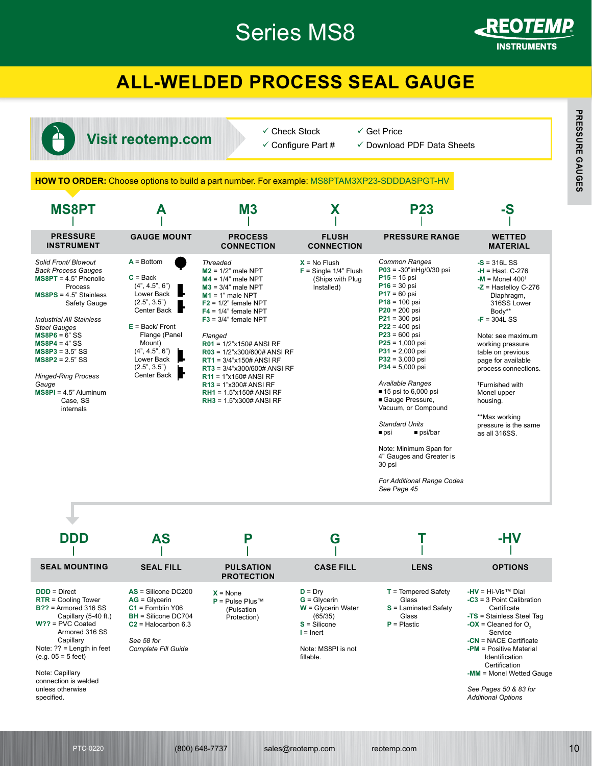# Series MS8

## ALL-WELDED PROCESS SEAL GAUGE

**Visit reotemp.com**

- ✓ Check Stock
- ✓ Configure Part #
- ✓ Get Price
- ✓ Download PDF Data Sheets

**HOW TO ORDER:** Choose options to build a part number. For example: MS8PTAM3XP23-SDDDASPGT-HV

| MS8PT | A | M3 | X | P23 | -S |
|---|---|---|---|---|---|
| **PRESSURE INSTRUMENT** | **GAUGE MOUNT** | **PROCESS CONNECTION** | **FLUSH CONNECTION** | **PRESSURE RANGE** | **WETTED MATERIAL** |

### PRESSURE INSTRUMENT

*Solid Front/ Blowout Back Process Gauges*
- **MS8PT** = 4.5" Phenolic Process
- **MS8PS** = 4.5" Stainless Safety Gauge

*Industrial All Stainless Steel Gauges*
- **MS8P6** = 6" SS
- **MS8P4** = 4" SS
- **MS8P3** = 3.5" SS
- **MS8P2** = 2.5" SS

*Hinged-Ring Process Gauge*
- **MS8PI** = 4.5" Aluminum Case, SS internals

### GAUGE MOUNT

- **A** = Bottom
- **C** = Back (4", 4.5", 6") Lower Back (2.5", 3.5") Center Back
- **E** = Back/ Front Flange (Panel Mount) (4", 4.5", 6") Lower Back (2.5", 3.5") Center Back

### PROCESS CONNECTION

*Threaded*
- **M2** = 1/2" male NPT
- **M4** = 1/4" male NPT
- **M3** = 3/4" male NPT
- **M1** = 1" male NPT
- **F2** = 1/2" female NPT
- **F4** = 1/4" female NPT
- **F3** = 3/4" female NPT

*Flanged*
- **R01** = 1/2"x150# ANSI RF
- **R03** = 1/2"x300/600# ANSI RF
- **RT1** = 3/4"x150# ANSI RF
- **RT3** = 3/4"x300/600# ANSI RF
- **R11** = 1"x150# ANSI RF
- **R13** = 1"x300# ANSI RF
- **RH1** = 1.5"x150# ANSI RF
- **RH3** = 1.5"x300# ANSI RF

### FLUSH CONNECTION

- **X** = No Flush
- **F** = Single 1/4" Flush (Ships with Plug Installed)

### PRESSURE RANGE

*Common Ranges*
- **P03** = -30"inHg/0/30 psi
- **P15** = 15 psi
- **P16** = 30 psi
- **P17** = 60 psi
- **P18** = 100 psi
- **P20** = 200 psi
- **P21** = 300 psi
- **P22** = 400 psi
- **P23** = 600 psi
- **P25** = 1,000 psi
- **P31** = 2,000 psi
- **P32** = 3,000 psi
- **P34** = 5,000 psi

*Available Ranges*
- ■ 15 psi to 6,000 psi
- ■ Gauge Pressure, Vacuum, or Compound

*Standard Units*
- ■ psi ■ psi/bar

Note: Minimum Span for 4" Gauges and Greater is 30 psi

*For Additional Range Codes See Page 45*

### WETTED MATERIAL

- **-S** = 316L SS
- **-H** = Hast. C-276
- **-M** = Monel 400†
- **-Z** = Hastelloy C-276 Diaphragm, 316SS Lower Body**
- **-F** = 304L SS

Note: see maximum working pressure table on previous page for available process connections.

†Furnished with Monel upper housing.

**Max working pressure is the same as all 316SS.

| DDD | AS | P | G | T | -HV |
|---|---|---|---|---|---|
| **SEAL MOUNTING** | **SEAL FILL** | **PULSATION PROTECTION** | **CASE FILL** | **LENS** | **OPTIONS** |

### SEAL MOUNTING

- **DDD** = Direct
- **RTR** = Cooling Tower
- **B??** = Armored 316 SS Capillary (5-40 ft.)
- **W??** = PVC Coated Armored 316 SS Capillary

Note: ?? = Length in feet (e.g. 05 = 5 feet)

Note: Capillary connection is welded unless otherwise specified.

### SEAL FILL

- **AS** = Silicone DC200
- **AG** = Glycerin
- **C1** = Fomblin Y06
- **BH** = Silicone DC704
- **C2** = Halocarbon 6.3

*See 58 for Complete Fill Guide*

### PULSATION PROTECTION

- **X** = None
- **P** = Pulse Plus™ (Pulsation Protection)

### CASE FILL

- **D** = Dry
- **G** = Glycerin
- **W** = Glycerin Water (65/35)
- **S** = Silicone
- **I** = Inert

Note: MS8PI is not fillable.

### LENS

- **T** = Tempered Safety Glass
- **S** = Laminated Safety Glass
- **P** = Plastic

### OPTIONS

- **-HV** = Hi-Vis™ Dial
- **-C3** = 3 Point Calibration Certificate
- **-TS** = Stainless Steel Tag
- **-OX** = Cleaned for $O_2$ Service
- **-CN** = NACE Certificate
- **-PM** = Positive Material Identification Certification
- **-MM** = Monel Wetted Gauge

*See Pages 50 & 83 for Additional Options*

PTC-0220 (800) 648-7737 sales@reotemp.com reotemp.com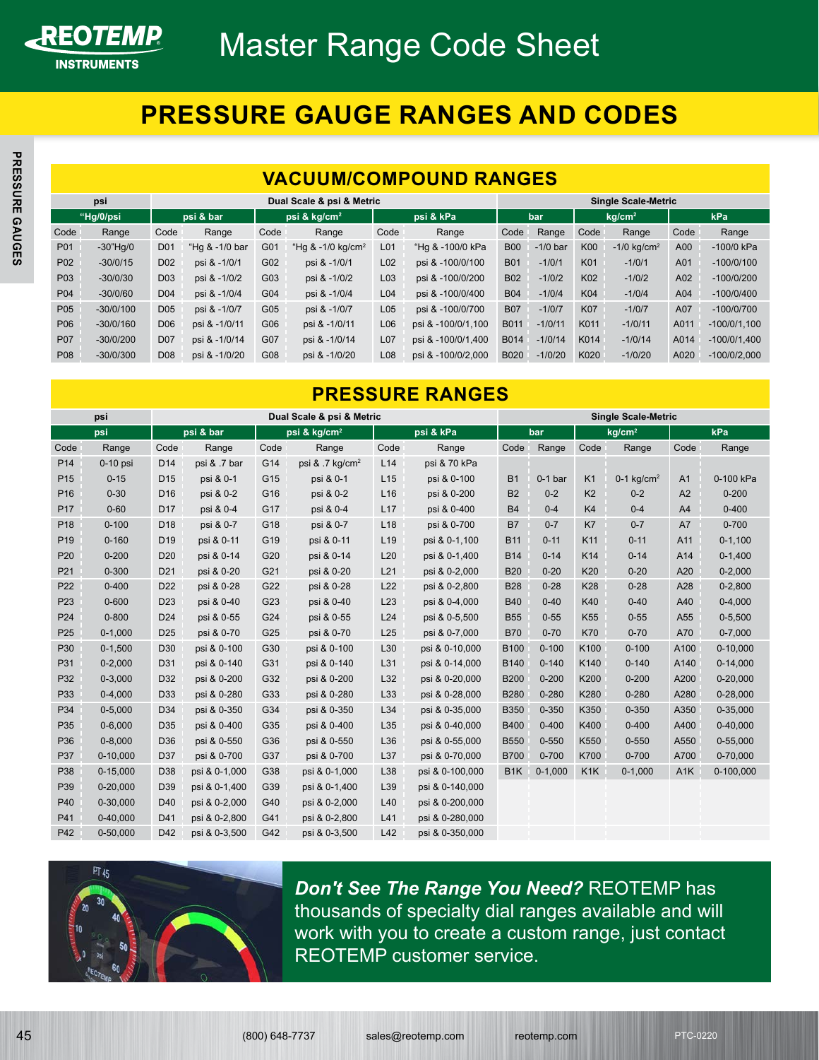# Master Range Code Sheet

## PRESSURE GAUGE RANGES AND CODES

### VACUUM/COMPOUND RANGES

| psi | | Dual Scale & psi & Metric | | | | | | Single Scale-Metric | | | | | |
|---|---|---|---|---|---|---|---|---|---|---|---|---|---|
| "Hg/0/psi | | psi & bar | | psi & kg/cm² | | psi & kPa | | bar | | kg/cm² | | kPa | |
| Code | Range | Code | Range | Code | Range | Code | Range | Code | Range | Code | Range | Code | Range |
| P01 | -30"Hg/0 | D01 | "Hg & -1/0 bar | G01 | "Hg & -1/0 kg/cm² | L01 | "Hg & -100/0 kPa | B00 | -1/0 bar | K00 | -1/0 kg/cm² | A00 | -100/0 kPa |
| P02 | -30/0/15 | D02 | psi & -1/0/1 | G02 | psi & -1/0/1 | L02 | psi & -100/0/100 | B01 | -1/0/1 | K01 | -1/0/1 | A01 | -100/0/100 |
| P03 | -30/0/30 | D03 | psi & -1/0/2 | G03 | psi & -1/0/2 | L03 | psi & -100/0/200 | B02 | -1/0/2 | K02 | -1/0/2 | A02 | -100/0/200 |
| P04 | -30/0/60 | D04 | psi & -1/0/4 | G04 | psi & -1/0/4 | L04 | psi & -100/0/400 | B04 | -1/0/4 | K04 | -1/0/4 | A04 | -100/0/400 |
| P05 | -30/0/100 | D05 | psi & -1/0/7 | G05 | psi & -1/0/7 | L05 | psi & -100/0/700 | B07 | -1/0/7 | K07 | -1/0/7 | A07 | -100/0/700 |
| P06 | -30/0/160 | D06 | psi & -1/0/11 | G06 | psi & -1/0/11 | L06 | psi & -100/0/1,100 | B011 | -1/0/11 | K011 | -1/0/11 | A011 | -100/0/1,100 |
| P07 | -30/0/200 | D07 | psi & -1/0/14 | G07 | psi & -1/0/14 | L07 | psi & -100/0/1,400 | B014 | -1/0/14 | K014 | -1/0/14 | A014 | -100/0/1,400 |
| P08 | -30/0/300 | D08 | psi & -1/0/20 | G08 | psi & -1/0/20 | L08 | psi & -100/0/2,000 | B020 | -1/0/20 | K020 | -1/0/20 | A020 | -100/0/2,000 |

### PRESSURE RANGES

| psi | | Dual Scale & psi & Metric | | | | | | Single Scale-Metric | | | | | |
|---|---|---|---|---|---|---|---|---|---|---|---|---|---|
| psi | | psi & bar | | psi & kg/cm² | | psi & kPa | | bar | | kg/cm² | | kPa | |
| Code | Range | Code | Range | Code | Range | Code | Range | Code | Range | Code | Range | Code | Range |
| P14 | 0-10 psi | D14 | psi & .7 bar | G14 | psi & .7 kg/cm² | L14 | psi & 70 kPa | | | | | | |
| P15 | 0-15 | D15 | psi & 0-1 | G15 | psi & 0-1 | L15 | psi & 0-100 | B1 | 0-1 bar | K1 | 0-1 kg/cm² | A1 | 0-100 kPa |
| P16 | 0-30 | D16 | psi & 0-2 | G16 | psi & 0-2 | L16 | psi & 0-200 | B2 | 0-2 | K2 | 0-2 | A2 | 0-200 |
| P17 | 0-60 | D17 | psi & 0-4 | G17 | psi & 0-4 | L17 | psi & 0-400 | B4 | 0-4 | K4 | 0-4 | A4 | 0-400 |
| P18 | 0-100 | D18 | psi & 0-7 | G18 | psi & 0-7 | L18 | psi & 0-700 | B7 | 0-7 | K7 | 0-7 | A7 | 0-700 |
| P19 | 0-160 | D19 | psi & 0-11 | G19 | psi & 0-11 | L19 | psi & 0-1,100 | B11 | 0-11 | K11 | 0-11 | A11 | 0-1,100 |
| P20 | 0-200 | D20 | psi & 0-14 | G20 | psi & 0-14 | L20 | psi & 0-1,400 | B14 | 0-14 | K14 | 0-14 | A14 | 0-1,400 |
| P21 | 0-300 | D21 | psi & 0-20 | G21 | psi & 0-20 | L21 | psi & 0-2,000 | B20 | 0-20 | K20 | 0-20 | A20 | 0-2,000 |
| P22 | 0-400 | D22 | psi & 0-28 | G22 | psi & 0-28 | L22 | psi & 0-2,800 | B28 | 0-28 | K28 | 0-28 | A28 | 0-2,800 |
| P23 | 0-600 | D23 | psi & 0-40 | G23 | psi & 0-40 | L23 | psi & 0-4,000 | B40 | 0-40 | K40 | 0-40 | A40 | 0-4,000 |
| P24 | 0-800 | D24 | psi & 0-55 | G24 | psi & 0-55 | L24 | psi & 0-5,500 | B55 | 0-55 | K55 | 0-55 | A55 | 0-5,500 |
| P25 | 0-1,000 | D25 | psi & 0-70 | G25 | psi & 0-70 | L25 | psi & 0-7,000 | B70 | 0-70 | K70 | 0-70 | A70 | 0-7,000 |
| P30 | 0-1,500 | D30 | psi & 0-100 | G30 | psi & 0-100 | L30 | psi & 0-10,000 | B100 | 0-100 | K100 | 0-100 | A100 | 0-10,000 |
| P31 | 0-2,000 | D31 | psi & 0-140 | G31 | psi & 0-140 | L31 | psi & 0-14,000 | B140 | 0-140 | K140 | 0-140 | A140 | 0-14,000 |
| P32 | 0-3,000 | D32 | psi & 0-200 | G32 | psi & 0-200 | L32 | psi & 0-20,000 | B200 | 0-200 | K200 | 0-200 | A200 | 0-20,000 |
| P33 | 0-4,000 | D33 | psi & 0-280 | G33 | psi & 0-280 | L33 | psi & 0-28,000 | B280 | 0-280 | K280 | 0-280 | A280 | 0-28,000 |
| P34 | 0-5,000 | D34 | psi & 0-350 | G34 | psi & 0-350 | L34 | psi & 0-35,000 | B350 | 0-350 | K350 | 0-350 | A350 | 0-35,000 |
| P35 | 0-6,000 | D35 | psi & 0-400 | G35 | psi & 0-400 | L35 | psi & 0-40,000 | B400 | 0-400 | K400 | 0-400 | A400 | 0-40,000 |
| P36 | 0-8,000 | D36 | psi & 0-550 | G36 | psi & 0-550 | L36 | psi & 0-55,000 | B550 | 0-550 | K550 | 0-550 | A550 | 0-55,000 |
| P37 | 0-10,000 | D37 | psi & 0-700 | G37 | psi & 0-700 | L37 | psi & 0-70,000 | B700 | 0-700 | K700 | 0-700 | A700 | 0-70,000 |
| P38 | 0-15,000 | D38 | psi & 0-1,000 | G38 | psi & 0-1,000 | L38 | psi & 0-100,000 | B1K | 0-1,000 | K1K | 0-1,000 | A1K | 0-100,000 |
| P39 | 0-20,000 | D39 | psi & 0-1,400 | G39 | psi & 0-1,400 | L39 | psi & 0-140,000 | | | | | | |
| P40 | 0-30,000 | D40 | psi & 0-2,000 | G40 | psi & 0-2,000 | L40 | psi & 0-200,000 | | | | | | |
| P41 | 0-40,000 | D41 | psi & 0-2,800 | G41 | psi & 0-2,800 | L41 | psi & 0-280,000 | | | | | | |
| P42 | 0-50,000 | D42 | psi & 0-3,500 | G42 | psi & 0-3,500 | L42 | psi & 0-350,000 | | | | | | |

***Don't See The Range You Need?*** REOTEMP has thousands of specialty dial ranges available and will work with you to create a custom range, just contact REOTEMP customer service.

(800) 648-7737 sales@reotemp.com reotemp.com PTC-0220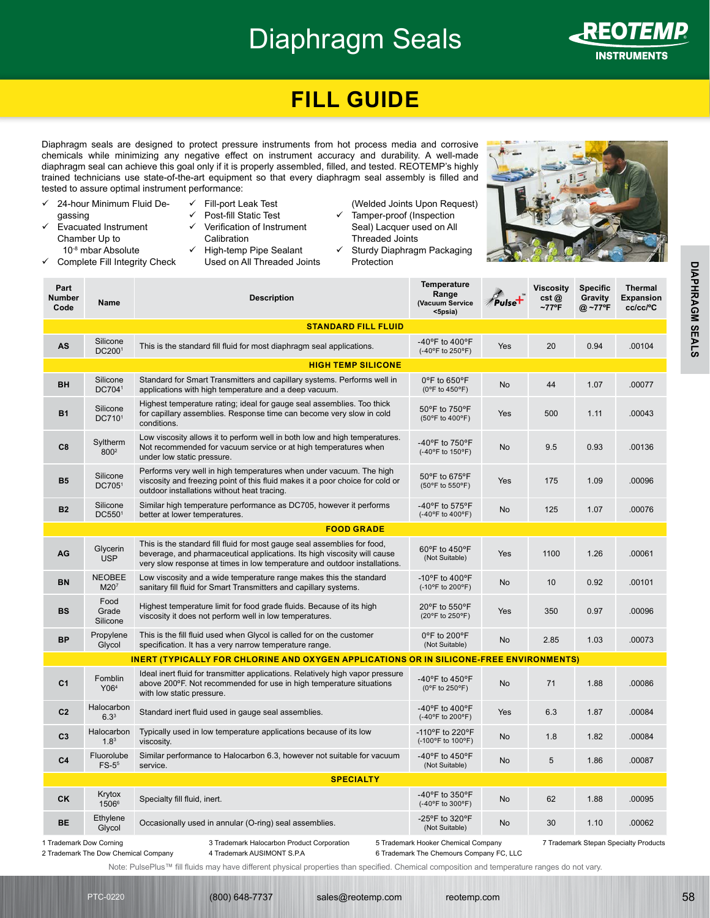# Diaphragm Seals

## FILL GUIDE

Diaphragm seals are designed to protect pressure instruments from hot process media and corrosive chemicals while minimizing any negative effect on instrument accuracy and durability. A well-made diaphragm seal can achieve this goal only if it is properly assembled, filled, and tested. REOTEMP's highly trained technicians use state-of-the-art equipment so that every diaphragm seal assembly is filled and tested to assure optimal instrument performance:

- ✓ 24-hour Minimum Fluid De-gassing
- ✓ Evacuated Instrument Chamber Up to $10^{-8}$ mbar Absolute
- ✓ Complete Fill Integrity Check
- ✓ Fill-port Leak Test
- ✓ Post-fill Static Test
- ✓ Verification of Instrument Calibration
- ✓ High-temp Pipe Sealant Used on All Threaded Joints (Welded Joints Upon Request)
- ✓ Tamper-proof (Inspection Seal) Lacquer used on All Threaded Joints
- ✓ Sturdy Diaphragm Packaging Protection

| Part Number Code | Name | Description | Temperature Range (Vacuum Service <5psia) | Pulse+ | Viscosity cst @ ~77ºF | Specific Gravity @ ~77ºF | Thermal Expansion cc/cc/ºC |
|---|---|---|---|---|---|---|---|
| | | **STANDARD FILL FLUID** | | | | | |
| AS | Silicone DC200[1] | This is the standard fill fluid for most diaphragm seal applications. | -40ºF to 400ºF (-40ºF to 250ºF) | Yes | 20 | 0.94 | .00104 |
| | | **HIGH TEMP SILICONE** | | | | | |
| BH | Silicone DC704[1] | Standard for Smart Transmitters and capillary systems. Performs well in applications with high temperature and a deep vacuum. | 0ºF to 650ºF (0ºF to 450ºF) | No | 44 | 1.07 | .00077 |
| B1 | Silicone DC710[1] | Highest temperature rating; ideal for gauge seal assemblies. Too thick for capillary assemblies. Response time can become very slow in cold conditions. | 50ºF to 750ºF (50ºF to 400ºF) | Yes | 500 | 1.11 | .00043 |
| C8 | Syltherm 800[2] | Low viscosity allows it to perform well in both low and high temperatures. Not recommended for vacuum service or at high temperatures when under low static pressure. | -40ºF to 750ºF (-40ºF to 150ºF) | No | 9.5 | 0.93 | .00136 |
| B5 | Silicone DC705[1] | Performs very well in high temperatures when under vacuum. The high viscosity and freezing point of this fluid makes it a poor choice for cold or outdoor installations without heat tracing. | 50ºF to 675ºF (50ºF to 550ºF) | Yes | 175 | 1.09 | .00096 |
| B2 | Silicone DC550[1] | Similar high temperature performance as DC705, however it performs better at lower temperatures. | -40ºF to 575ºF (-40ºF to 400ºF) | No | 125 | 1.07 | .00076 |
| | | **FOOD GRADE** | | | | | |
| AG | Glycerin USP | This is the standard fill fluid for most gauge seal assemblies for food, beverage, and pharmaceutical applications. Its high viscosity will cause very slow response at times in low temperature and outdoor installations. | 60ºF to 450ºF (Not Suitable) | Yes | 1100 | 1.26 | .00061 |
| BN | NEOBEE M20[7] | Low viscosity and a wide temperature range makes this the standard sanitary fill fluid for Smart Transmitters and capillary systems. | -10ºF to 400ºF (-10ºF to 200ºF) | No | 10 | 0.92 | .00101 |
| BS | Food Grade Silicone | Highest temperature limit for food grade fluids. Because of its high viscosity it does not perform well in low temperatures. | 20ºF to 550ºF (20ºF to 250ºF) | Yes | 350 | 0.97 | .00096 |
| BP | Propylene Glycol | This is the fill fluid used when Glycol is called for on the customer specification. It has a very narrow temperature range. | 0ºF to 200ºF (Not Suitable) | No | 2.85 | 1.03 | .00073 |
| | | **INERT (TYPICALLY FOR CHLORINE AND OXYGEN APPLICATIONS OR IN SILICONE-FREE ENVIRONMENTS)** | | | | | |
| C1 | Fomblin Y06[4] | Ideal inert fluid for transmitter applications. Relatively high vapor pressure above 200ºF. Not recommended for use in high temperature situations with low static pressure. | -40ºF to 450ºF (0ºF to 250ºF) | No | 71 | 1.88 | .00086 |
| C2 | Halocarbon 6.3[3] | Standard inert fluid used in gauge seal assemblies. | -40ºF to 400ºF (-40ºF to 200ºF) | Yes | 6.3 | 1.87 | .00084 |
| C3 | Halocarbon 1.8[3] | Typically used in low temperature applications because of its low viscosity. | -110ºF to 220ºF (-100ºF to 100ºF) | No | 1.8 | 1.82 | .00084 |
| C4 | Fluorolube FS-5[5] | Similar performance to Halocarbon 6.3, however not suitable for vacuum service. | -40ºF to 450ºF (Not Suitable) | No | 5 | 1.86 | .00087 |
| | | **SPECIALTY** | | | | | |
| CK | Krytox 1506[6] | Specialty fill fluid, inert. | -40ºF to 350ºF (-40ºF to 300ºF) | No | 62 | 1.88 | .00095 |
| BE | Ethylene Glycol | Occasionally used in annular (O-ring) seal assemblies. | -25ºF to 320ºF (Not Suitable) | No | 30 | 1.10 | .00062 |

1 Trademark Dow Corning
2 Trademark The Dow Chemical Company
3 Trademark Halocarbon Product Corporation
4 Trademark AUSIMONT S.P.A
5 Trademark Hooker Chemical Company
6 Trademark The Chemours Company FC, LLC
7 Trademark Stepan Specialty Products

Note: PulsePlus™ fill fluids may have different physical properties than specified. Chemical composition and temperature ranges do not vary.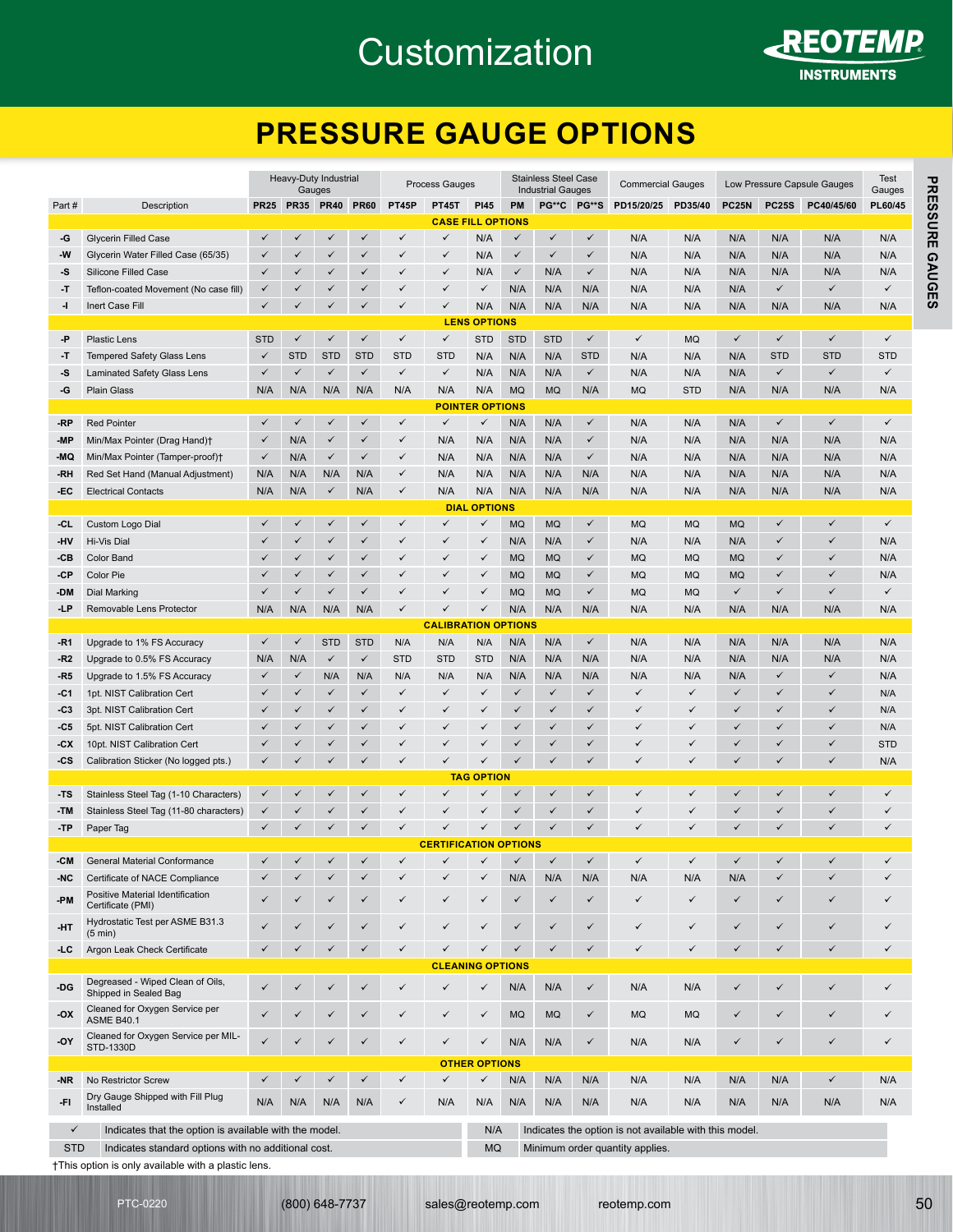# Customization

## PRESSURE GAUGE OPTIONS

| Part # | Description | Heavy-Duty Industrial Gauges | | | | Process Gauges | | | Stainless Steel Case Industrial Gauges | | | Commercial Gauges | | Low Pressure Capsule Gauges | | | Test Gauges |
|---|---|---|---|---|---|---|---|---|---|---|---|---|---|---|---|---|---|
| | | PR25 | PR35 | PR40 | PR60 | PT45P | PT45T | PI45 | PM | PG**C | PG**S | PD15/20/25 | PD35/40 | PC25N | PC25S | PC40/45/60 | PL60/45 |
| **CASE FILL OPTIONS** | | | | | | | | | | | | | | | | | |
| -G | Glycerin Filled Case | ✓ | ✓ | ✓ | ✓ | ✓ | ✓ | N/A | ✓ | ✓ | ✓ | N/A | N/A | N/A | N/A | N/A | N/A |
| -W | Glycerin Water Filled Case (65/35) | ✓ | ✓ | ✓ | ✓ | ✓ | ✓ | N/A | ✓ | ✓ | ✓ | N/A | N/A | N/A | N/A | N/A | N/A |
| -S | Silicone Filled Case | ✓ | ✓ | ✓ | ✓ | ✓ | ✓ | N/A | ✓ | N/A | ✓ | N/A | N/A | N/A | N/A | N/A | N/A |
| -T | Teflon-coated Movement (No case fill) | ✓ | ✓ | ✓ | ✓ | ✓ | ✓ | ✓ | N/A | N/A | N/A | N/A | N/A | N/A | ✓ | ✓ | ✓ |
| -I | Inert Case Fill | ✓ | ✓ | ✓ | ✓ | ✓ | ✓ | N/A | N/A | N/A | N/A | N/A | N/A | N/A | N/A | N/A | N/A |
| **LENS OPTIONS** | | | | | | | | | | | | | | | | | |
| -P | Plastic Lens | STD | ✓ | ✓ | ✓ | ✓ | ✓ | STD | STD | STD | ✓ | ✓ | MQ | ✓ | ✓ | ✓ | ✓ |
| -T | Tempered Safety Glass Lens | ✓ | STD | STD | STD | STD | STD | N/A | N/A | N/A | STD | N/A | N/A | N/A | STD | STD | STD |
| -S | Laminated Safety Glass Lens | ✓ | ✓ | ✓ | ✓ | ✓ | ✓ | N/A | N/A | N/A | ✓ | N/A | N/A | N/A | ✓ | ✓ | ✓ |
| -G | Plain Glass | N/A | N/A | N/A | N/A | N/A | N/A | N/A | MQ | MQ | N/A | MQ | STD | N/A | N/A | N/A | N/A |
| **POINTER OPTIONS** | | | | | | | | | | | | | | | | | |
| -RP | Red Pointer | ✓ | ✓ | ✓ | ✓ | ✓ | ✓ | ✓ | N/A | N/A | ✓ | N/A | N/A | N/A | ✓ | ✓ | ✓ |
| -MP | Min/Max Pointer (Drag Hand)† | ✓ | N/A | ✓ | ✓ | ✓ | N/A | N/A | N/A | N/A | ✓ | N/A | N/A | N/A | N/A | N/A | N/A |
| -MQ | Min/Max Pointer (Tamper-proof)† | ✓ | N/A | ✓ | ✓ | ✓ | N/A | N/A | N/A | N/A | ✓ | N/A | N/A | N/A | N/A | N/A | N/A |
| -RH | Red Set Hand (Manual Adjustment) | N/A | N/A | N/A | N/A | ✓ | N/A | N/A | N/A | N/A | N/A | N/A | N/A | N/A | N/A | N/A | N/A |
| -EC | Electrical Contacts | N/A | N/A | ✓ | N/A | ✓ | N/A | N/A | N/A | N/A | N/A | N/A | N/A | N/A | N/A | N/A | N/A |
| **DIAL OPTIONS** | | | | | | | | | | | | | | | | | |
| -CL | Custom Logo Dial | ✓ | ✓ | ✓ | ✓ | ✓ | ✓ | ✓ | MQ | MQ | ✓ | MQ | MQ | MQ | ✓ | ✓ | ✓ |
| -HV | Hi-Vis Dial | ✓ | ✓ | ✓ | ✓ | ✓ | ✓ | ✓ | N/A | N/A | ✓ | N/A | N/A | N/A | ✓ | ✓ | N/A |
| -CB | Color Band | ✓ | ✓ | ✓ | ✓ | ✓ | ✓ | ✓ | MQ | MQ | ✓ | MQ | MQ | MQ | ✓ | ✓ | N/A |
| -CP | Color Pie | ✓ | ✓ | ✓ | ✓ | ✓ | ✓ | ✓ | MQ | MQ | ✓ | MQ | MQ | MQ | ✓ | ✓ | N/A |
| -DM | Dial Marking | ✓ | ✓ | ✓ | ✓ | ✓ | ✓ | ✓ | MQ | MQ | ✓ | MQ | MQ | ✓ | ✓ | ✓ | ✓ |
| -LP | Removable Lens Protector | N/A | N/A | N/A | N/A | ✓ | ✓ | ✓ | N/A | N/A | N/A | N/A | N/A | N/A | N/A | N/A | N/A |
| **CALIBRATION OPTIONS** | | | | | | | | | | | | | | | | | |
| -R1 | Upgrade to 1% FS Accuracy | ✓ | ✓ | STD | STD | N/A | N/A | N/A | N/A | N/A | ✓ | N/A | N/A | N/A | N/A | N/A | N/A |
| -R2 | Upgrade to 0.5% FS Accuracy | N/A | N/A | ✓ | ✓ | STD | STD | STD | N/A | N/A | N/A | N/A | N/A | N/A | N/A | N/A | N/A |
| -R5 | Upgrade to 1.5% FS Accuracy | ✓ | ✓ | N/A | N/A | N/A | N/A | N/A | N/A | N/A | N/A | N/A | N/A | N/A | ✓ | ✓ | N/A |
| -C1 | 1pt. NIST Calibration Cert | ✓ | ✓ | ✓ | ✓ | ✓ | ✓ | ✓ | ✓ | ✓ | ✓ | ✓ | ✓ | ✓ | ✓ | ✓ | N/A |
| -C3 | 3pt. NIST Calibration Cert | ✓ | ✓ | ✓ | ✓ | ✓ | ✓ | ✓ | ✓ | ✓ | ✓ | ✓ | ✓ | ✓ | ✓ | ✓ | N/A |
| -C5 | 5pt. NIST Calibration Cert | ✓ | ✓ | ✓ | ✓ | ✓ | ✓ | ✓ | ✓ | ✓ | ✓ | ✓ | ✓ | ✓ | ✓ | ✓ | N/A |
| -CX | 10pt. NIST Calibration Cert | ✓ | ✓ | ✓ | ✓ | ✓ | ✓ | ✓ | ✓ | ✓ | ✓ | ✓ | ✓ | ✓ | ✓ | ✓ | STD |
| -CS | Calibration Sticker (No logged pts.) | ✓ | ✓ | ✓ | ✓ | ✓ | ✓ | ✓ | ✓ | ✓ | ✓ | ✓ | ✓ | ✓ | ✓ | ✓ | N/A |
| **TAG OPTION** | | | | | | | | | | | | | | | | | |
| -TS | Stainless Steel Tag (1-10 Characters) | ✓ | ✓ | ✓ | ✓ | ✓ | ✓ | ✓ | ✓ | ✓ | ✓ | ✓ | ✓ | ✓ | ✓ | ✓ | ✓ |
| -TM | Stainless Steel Tag (11-80 characters) | ✓ | ✓ | ✓ | ✓ | ✓ | ✓ | ✓ | ✓ | ✓ | ✓ | ✓ | ✓ | ✓ | ✓ | ✓ | ✓ |
| -TP | Paper Tag | ✓ | ✓ | ✓ | ✓ | ✓ | ✓ | ✓ | ✓ | ✓ | ✓ | ✓ | ✓ | ✓ | ✓ | ✓ | ✓ |
| **CERTIFICATION OPTIONS** | | | | | | | | | | | | | | | | | |
| -CM | General Material Conformance | ✓ | ✓ | ✓ | ✓ | ✓ | ✓ | ✓ | ✓ | ✓ | ✓ | ✓ | ✓ | ✓ | ✓ | ✓ | ✓ |
| -NC | Certificate of NACE Compliance | ✓ | ✓ | ✓ | ✓ | ✓ | ✓ | ✓ | N/A | N/A | N/A | N/A | N/A | N/A | ✓ | ✓ | ✓ |
| -PM | Positive Material Identification Certificate (PMI) | ✓ | ✓ | ✓ | ✓ | ✓ | ✓ | ✓ | ✓ | ✓ | ✓ | ✓ | ✓ | ✓ | ✓ | ✓ | ✓ |
| -HT | Hydrostatic Test per ASME B31.3 (5 min) | ✓ | ✓ | ✓ | ✓ | ✓ | ✓ | ✓ | ✓ | ✓ | ✓ | ✓ | ✓ | ✓ | ✓ | ✓ | ✓ |
| -LC | Argon Leak Check Certificate | ✓ | ✓ | ✓ | ✓ | ✓ | ✓ | ✓ | ✓ | ✓ | ✓ | ✓ | ✓ | ✓ | ✓ | ✓ | ✓ |
| **CLEANING OPTIONS** | | | | | | | | | | | | | | | | | |
| -DG | Degreased - Wiped Clean of Oils, Shipped in Sealed Bag | ✓ | ✓ | ✓ | ✓ | ✓ | ✓ | ✓ | N/A | N/A | ✓ | N/A | N/A | ✓ | ✓ | ✓ | ✓ |
| -OX | Cleaned for Oxygen Service per ASME B40.1 | ✓ | ✓ | ✓ | ✓ | ✓ | ✓ | ✓ | MQ | MQ | ✓ | MQ | MQ | ✓ | ✓ | ✓ | ✓ |
| -OY | Cleaned for Oxygen Service per MIL-STD-1330D | ✓ | ✓ | ✓ | ✓ | ✓ | ✓ | ✓ | N/A | N/A | ✓ | N/A | N/A | ✓ | ✓ | ✓ | ✓ |
| **OTHER OPTIONS** | | | | | | | | | | | | | | | | | |
| -NR | No Restrictor Screw | ✓ | ✓ | ✓ | ✓ | ✓ | ✓ | ✓ | N/A | N/A | N/A | N/A | N/A | N/A | N/A | ✓ | N/A |
| -FI | Dry Gauge Shipped with Fill Plug Installed | N/A | N/A | N/A | N/A | ✓ | N/A | N/A | N/A | N/A | N/A | N/A | N/A | N/A | N/A | N/A | N/A |

| | | | |
|---|---|---|---|
| ✓ | Indicates that the option is available with the model. | N/A | Indicates the option is not available with this model. |
| STD | Indicates standard options with no additional cost. | MQ | Minimum order quantity applies. |

†This option is only available with a plastic lens.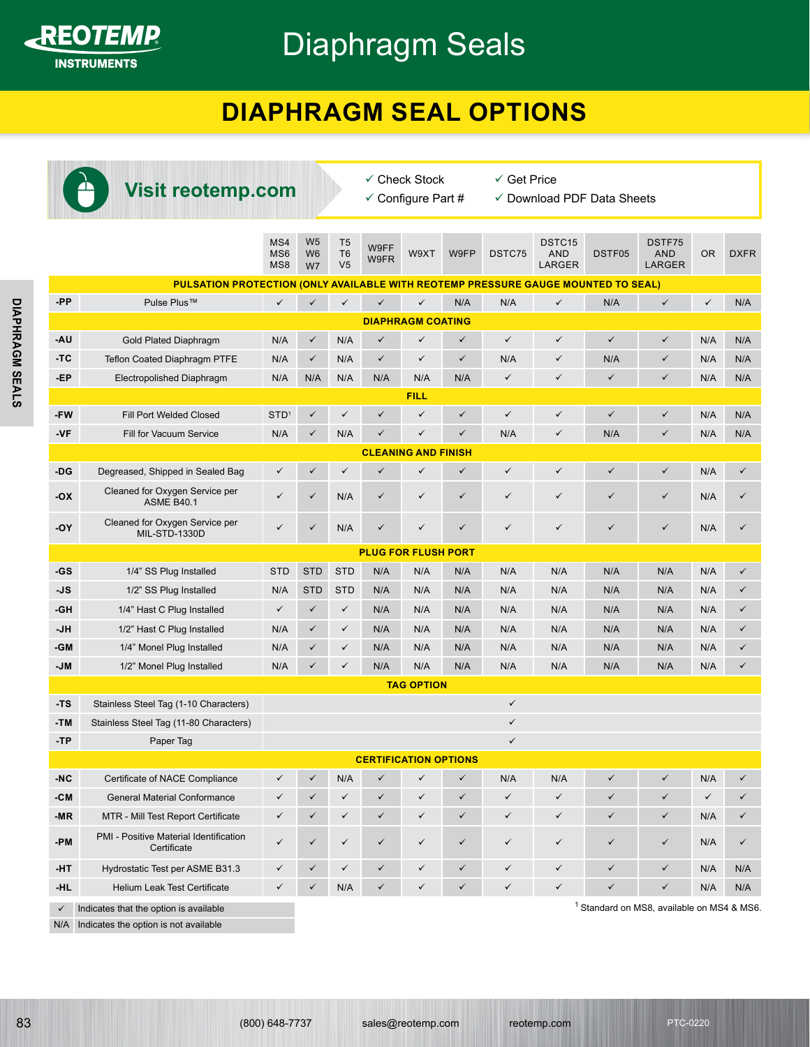# Diaphragm Seals

## DIAPHRAGM SEAL OPTIONS

**Visit reotemp.com**

✓ Check Stock ✓ Get Price
✓ Configure Part # ✓ Download PDF Data Sheets

| | | MS4 MS6 MS8 | W5 W6 W7 | T5 T6 V5 | W9FF W9FR | W9XT | W9FP | DSTC75 | DSTC15 AND LARGER | DSTF05 | DSTF75 AND LARGER | OR | DXFR |
|---|---|---|---|---|---|---|---|---|---|---|---|---|---|
| **PULSATION PROTECTION (ONLY AVAILABLE WITH REOTEMP PRESSURE GAUGE MOUNTED TO SEAL)** | | | | | | | | | | | | | |
| -PP | Pulse Plus™ | ✓ | ✓ | ✓ | ✓ | ✓ | N/A | N/A | ✓ | N/A | ✓ | ✓ | N/A |
| **DIAPHRAGM COATING** | | | | | | | | | | | | | |
| -AU | Gold Plated Diaphragm | N/A | ✓ | N/A | ✓ | ✓ | ✓ | ✓ | ✓ | ✓ | ✓ | N/A | N/A |
| -TC | Teflon Coated Diaphragm PTFE | N/A | ✓ | N/A | ✓ | ✓ | ✓ | N/A | ✓ | N/A | ✓ | N/A | N/A |
| -EP | Electropolished Diaphragm | N/A | N/A | N/A | N/A | N/A | N/A | ✓ | ✓ | ✓ | ✓ | N/A | N/A |
| **FILL** | | | | | | | | | | | | | |
| -FW | Fill Port Welded Closed | STD[1] | ✓ | ✓ | ✓ | ✓ | ✓ | ✓ | ✓ | ✓ | ✓ | N/A | N/A |
| -VF | Fill for Vacuum Service | N/A | ✓ | N/A | ✓ | ✓ | ✓ | N/A | ✓ | N/A | ✓ | N/A | N/A |
| **CLEANING AND FINISH** | | | | | | | | | | | | | |
| -DG | Degreased, Shipped in Sealed Bag | ✓ | ✓ | ✓ | ✓ | ✓ | ✓ | ✓ | ✓ | ✓ | ✓ | N/A | ✓ |
| -OX | Cleaned for Oxygen Service per ASME B40.1 | ✓ | ✓ | N/A | ✓ | ✓ | ✓ | ✓ | ✓ | ✓ | ✓ | N/A | ✓ |
| -OY | Cleaned for Oxygen Service per MIL-STD-1330D | ✓ | ✓ | N/A | ✓ | ✓ | ✓ | ✓ | ✓ | ✓ | ✓ | N/A | ✓ |
| **PLUG FOR FLUSH PORT** | | | | | | | | | | | | | |
| -GS | 1/4" SS Plug Installed | STD | STD | STD | N/A | N/A | N/A | N/A | N/A | N/A | N/A | N/A | ✓ |
| -JS | 1/2" SS Plug Installed | N/A | STD | STD | N/A | N/A | N/A | N/A | N/A | N/A | N/A | N/A | ✓ |
| -GH | 1/4" Hast C Plug Installed | ✓ | ✓ | ✓ | N/A | N/A | N/A | N/A | N/A | N/A | N/A | N/A | ✓ |
| -JH | 1/2" Hast C Plug Installed | N/A | ✓ | ✓ | N/A | N/A | N/A | N/A | N/A | N/A | N/A | N/A | ✓ |
| -GM | 1/4" Monel Plug Installed | N/A | ✓ | ✓ | N/A | N/A | N/A | N/A | N/A | N/A | N/A | N/A | ✓ |
| -JM | 1/2" Monel Plug Installed | N/A | ✓ | ✓ | N/A | N/A | N/A | N/A | N/A | N/A | N/A | N/A | ✓ |
| **TAG OPTION** | | | | | | | | | | | | | |
| -TS | Stainless Steel Tag (1-10 Characters) | ✓ | | | | | | | | | | | |
| -TM | Stainless Steel Tag (11-80 Characters) | ✓ | | | | | | | | | | | |
| -TP | Paper Tag | ✓ | | | | | | | | | | | |
| **CERTIFICATION OPTIONS** | | | | | | | | | | | | | |
| -NC | Certificate of NACE Compliance | ✓ | ✓ | N/A | ✓ | ✓ | ✓ | N/A | N/A | ✓ | ✓ | N/A | ✓ |
| -CM | General Material Conformance | ✓ | ✓ | ✓ | ✓ | ✓ | ✓ | ✓ | ✓ | ✓ | ✓ | ✓ | ✓ |
| -MR | MTR - Mill Test Report Certificate | ✓ | ✓ | ✓ | ✓ | ✓ | ✓ | ✓ | ✓ | ✓ | ✓ | N/A | ✓ |
| -PM | PMI - Positive Material Identification Certificate | ✓ | ✓ | ✓ | ✓ | ✓ | ✓ | ✓ | ✓ | ✓ | ✓ | N/A | ✓ |
| -HT | Hydrostatic Test per ASME B31.3 | ✓ | ✓ | ✓ | ✓ | ✓ | ✓ | ✓ | ✓ | ✓ | ✓ | N/A | N/A |
| -HL | Helium Leak Test Certificate | ✓ | ✓ | N/A | ✓ | ✓ | ✓ | ✓ | ✓ | ✓ | ✓ | N/A | N/A |

Tag options (✓) apply across all seal types.

✓ Indicates that the option is available
N/A Indicates the option is not available

[1] Standard on MS8, available on MS4 & MS6.

(800) 648-7737 sales@reotemp.com reotemp.com PTC-0220